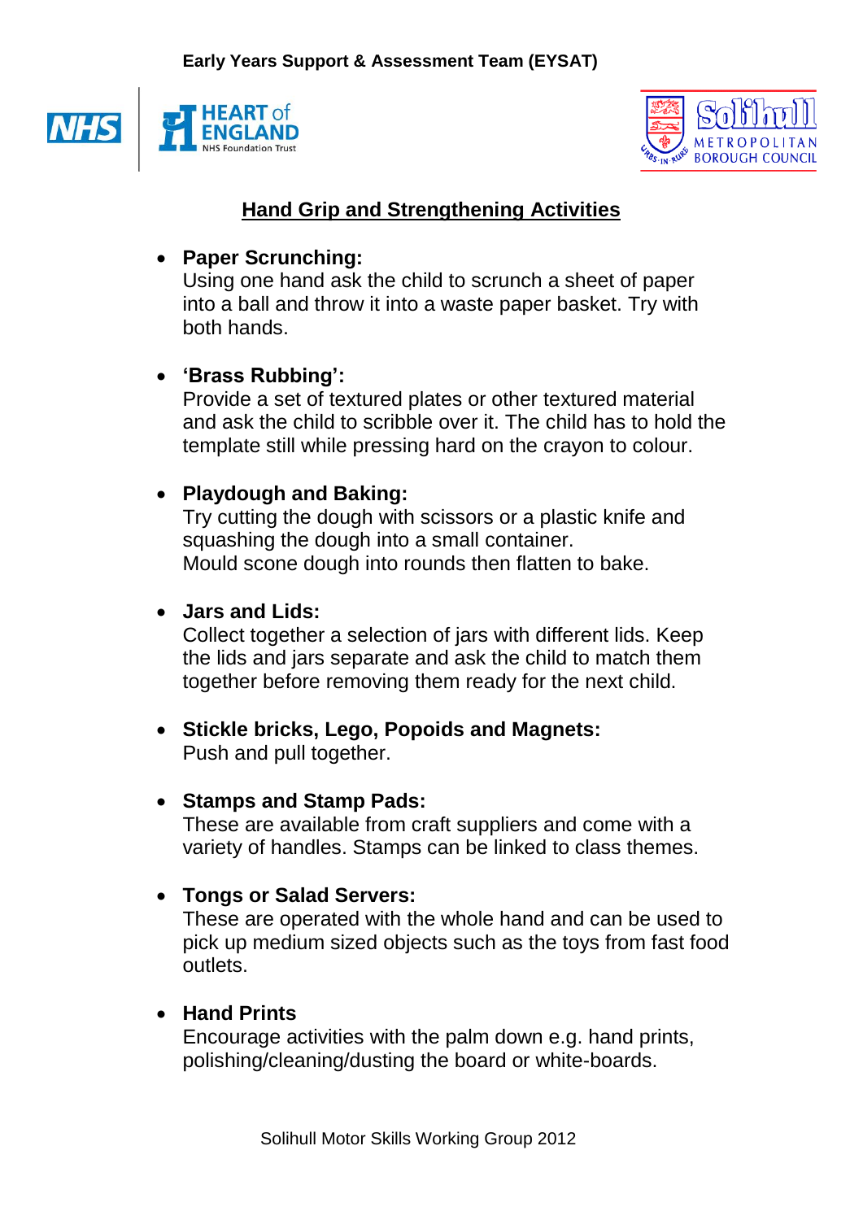Early Years Support & Assessment Team (EYSAT)

NHS | HEART of ENGLAND NHS Foundation Trust

Solihull Metropolitan Borough Council

## Hand Grip and Strengthening Activities

- **Paper Scrunching:**
  Using one hand ask the child to scrunch a sheet of paper into a ball and throw it into a waste paper basket. Try with both hands.

- **'Brass Rubbing':**
  Provide a set of textured plates or other textured material and ask the child to scribble over it. The child has to hold the template still while pressing hard on the crayon to colour.

- **Playdough and Baking:**
  Try cutting the dough with scissors or a plastic knife and squashing the dough into a small container.
  Mould scone dough into rounds then flatten to bake.

- **Jars and Lids:**
  Collect together a selection of jars with different lids. Keep the lids and jars separate and ask the child to match them together before removing them ready for the next child.

- **Stickle bricks, Lego, Popoids and Magnets:**
  Push and pull together.

- **Stamps and Stamp Pads:**
  These are available from craft suppliers and come with a variety of handles. Stamps can be linked to class themes.

- **Tongs or Salad Servers:**
  These are operated with the whole hand and can be used to pick up medium sized objects such as the toys from fast food outlets.

- **Hand Prints**
  Encourage activities with the palm down e.g. hand prints, polishing/cleaning/dusting the board or white-boards.

Solihull Motor Skills Working Group 2012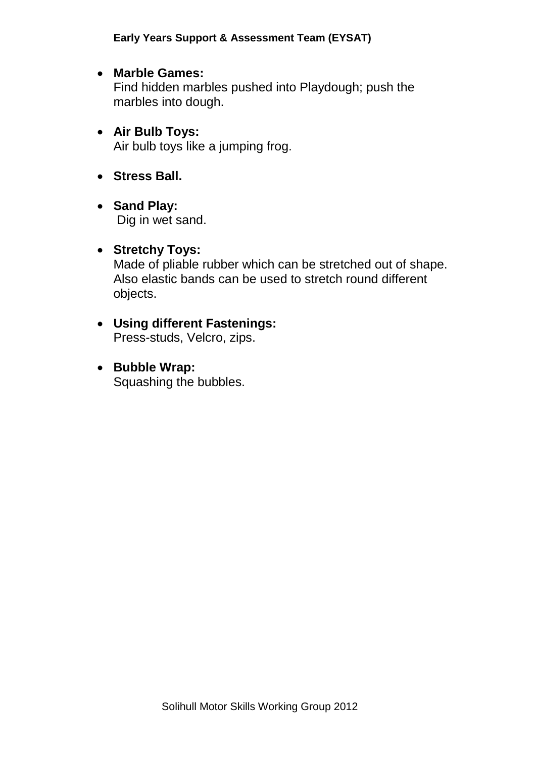- **Marble Games:**
  Find hidden marbles pushed into Playdough; push the marbles into dough.

- **Air Bulb Toys:**
  Air bulb toys like a jumping frog.

- **Stress Ball.**

- **Sand Play:**
  Dig in wet sand.

- **Stretchy Toys:**
  Made of pliable rubber which can be stretched out of shape. Also elastic bands can be used to stretch round different objects.

- **Using different Fastenings:**
  Press-studs, Velcro, zips.

- **Bubble Wrap:**
  Squashing the bubbles.